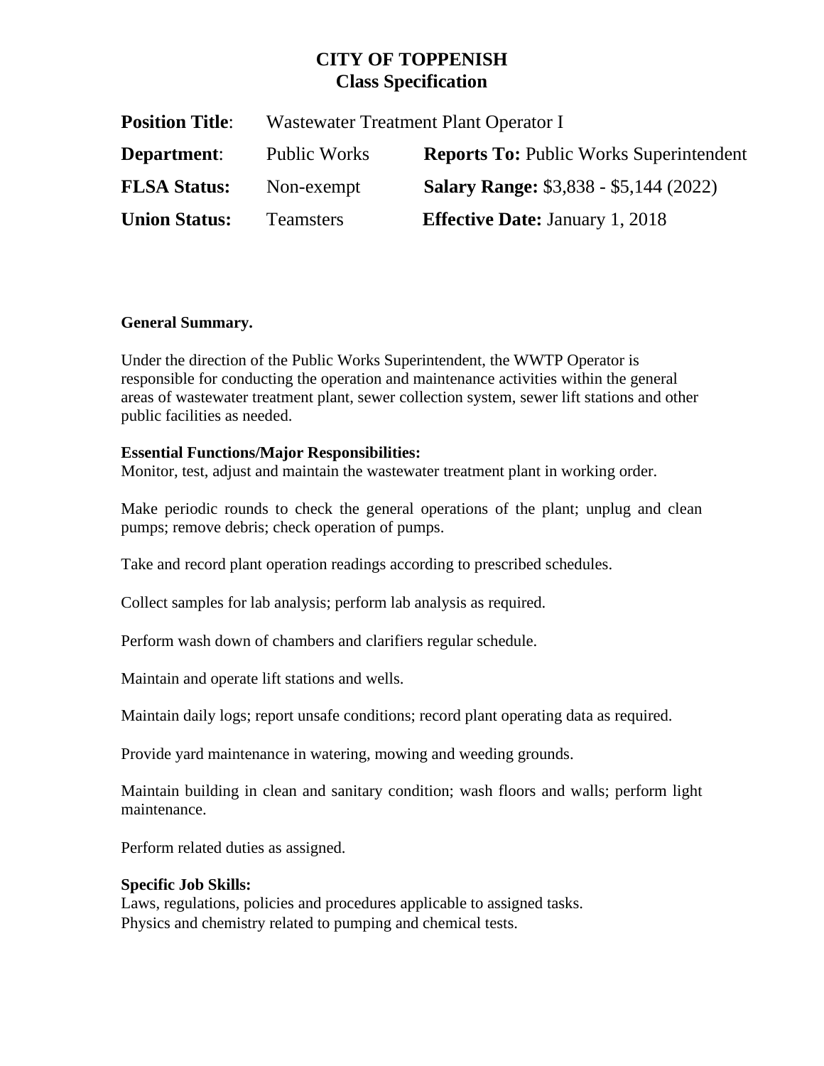# CITY OF TOPPENISH
## Class Specification

| | | |
|---|---|---|
| **Position Title**: | Wastewater Treatment Plant Operator I | |
| **Department**: | Public Works | **Reports To:** Public Works Superintendent |
| **FLSA Status:** | Non-exempt | **Salary Range:** $3,838 - $5,144 (2022) |
| **Union Status:** | Teamsters | **Effective Date:** January 1, 2018 |

**General Summary.**

Under the direction of the Public Works Superintendent, the WWTP Operator is responsible for conducting the operation and maintenance activities within the general areas of wastewater treatment plant, sewer collection system, sewer lift stations and other public facilities as needed.

**Essential Functions/Major Responsibilities:**

Monitor, test, adjust and maintain the wastewater treatment plant in working order.

Make periodic rounds to check the general operations of the plant; unplug and clean pumps; remove debris; check operation of pumps.

Take and record plant operation readings according to prescribed schedules.

Collect samples for lab analysis; perform lab analysis as required.

Perform wash down of chambers and clarifiers regular schedule.

Maintain and operate lift stations and wells.

Maintain daily logs; report unsafe conditions; record plant operating data as required.

Provide yard maintenance in watering, mowing and weeding grounds.

Maintain building in clean and sanitary condition; wash floors and walls; perform light maintenance.

Perform related duties as assigned.

**Specific Job Skills:**

Laws, regulations, policies and procedures applicable to assigned tasks.
Physics and chemistry related to pumping and chemical tests.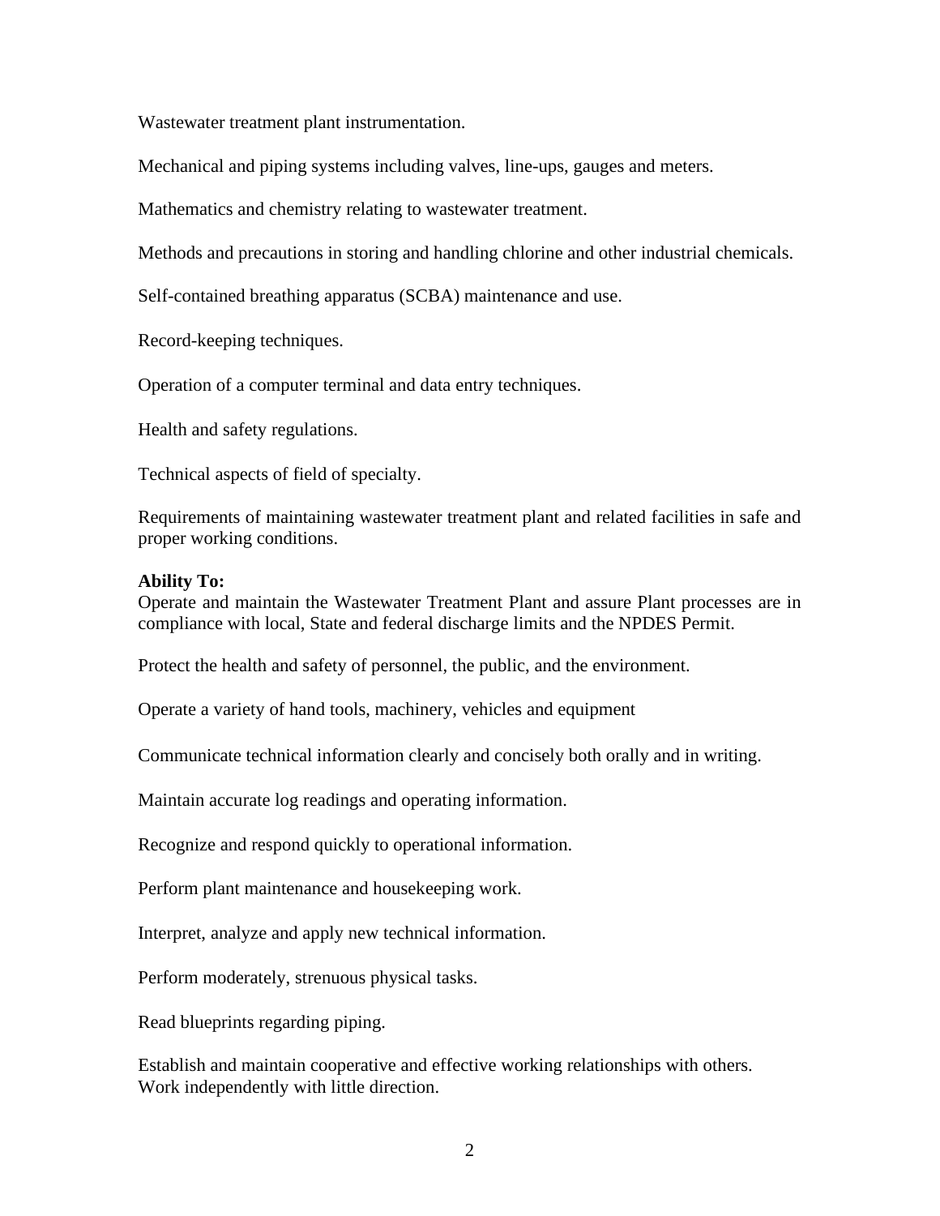Wastewater treatment plant instrumentation.

Mechanical and piping systems including valves, line-ups, gauges and meters.

Mathematics and chemistry relating to wastewater treatment.

Methods and precautions in storing and handling chlorine and other industrial chemicals.

Self-contained breathing apparatus (SCBA) maintenance and use.

Record-keeping techniques.

Operation of a computer terminal and data entry techniques.

Health and safety regulations.

Technical aspects of field of specialty.

Requirements of maintaining wastewater treatment plant and related facilities in safe and proper working conditions.

**Ability To:**
Operate and maintain the Wastewater Treatment Plant and assure Plant processes are in compliance with local, State and federal discharge limits and the NPDES Permit.

Protect the health and safety of personnel, the public, and the environment.

Operate a variety of hand tools, machinery, vehicles and equipment

Communicate technical information clearly and concisely both orally and in writing.

Maintain accurate log readings and operating information.

Recognize and respond quickly to operational information.

Perform plant maintenance and housekeeping work.

Interpret, analyze and apply new technical information.

Perform moderately, strenuous physical tasks.

Read blueprints regarding piping.

Establish and maintain cooperative and effective working relationships with others.
Work independently with little direction.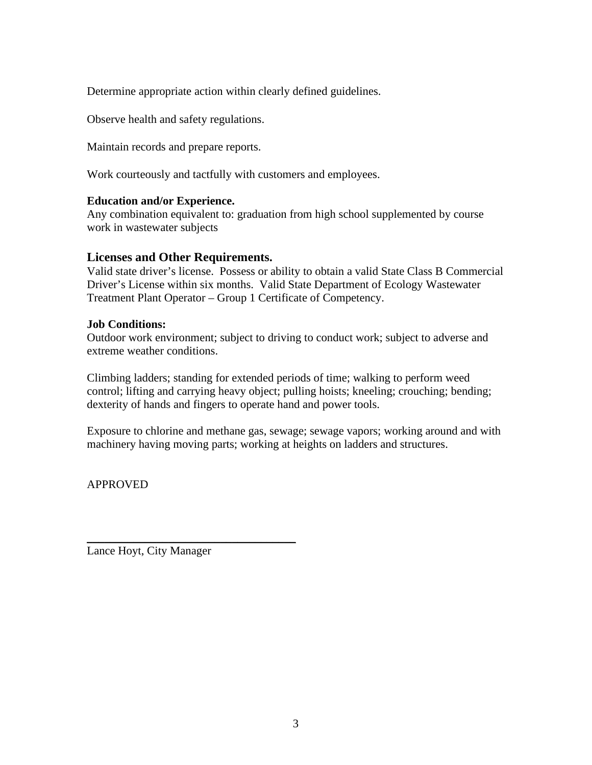Determine appropriate action within clearly defined guidelines.

Observe health and safety regulations.

Maintain records and prepare reports.

Work courteously and tactfully with customers and employees.

**Education and/or Experience.**
Any combination equivalent to: graduation from high school supplemented by course work in wastewater subjects

## Licenses and Other Requirements.

Valid state driver's license. Possess or ability to obtain a valid State Class B Commercial Driver's License within six months. Valid State Department of Ecology Wastewater Treatment Plant Operator – Group 1 Certificate of Competency.

**Job Conditions:**
Outdoor work environment; subject to driving to conduct work; subject to adverse and extreme weather conditions.

Climbing ladders; standing for extended periods of time; walking to perform weed control; lifting and carrying heavy object; pulling hoists; kneeling; crouching; bending; dexterity of hands and fingers to operate hand and power tools.

Exposure to chlorine and methane gas, sewage; sewage vapors; working around and with machinery having moving parts; working at heights on ladders and structures.

APPROVED

\_\_\_\_\_\_\_\_\_\_\_\_\_\_\_\_\_\_\_\_\_\_\_\_\_\_\_\_\_\_\_\_\_\_\_

Lance Hoyt, City Manager